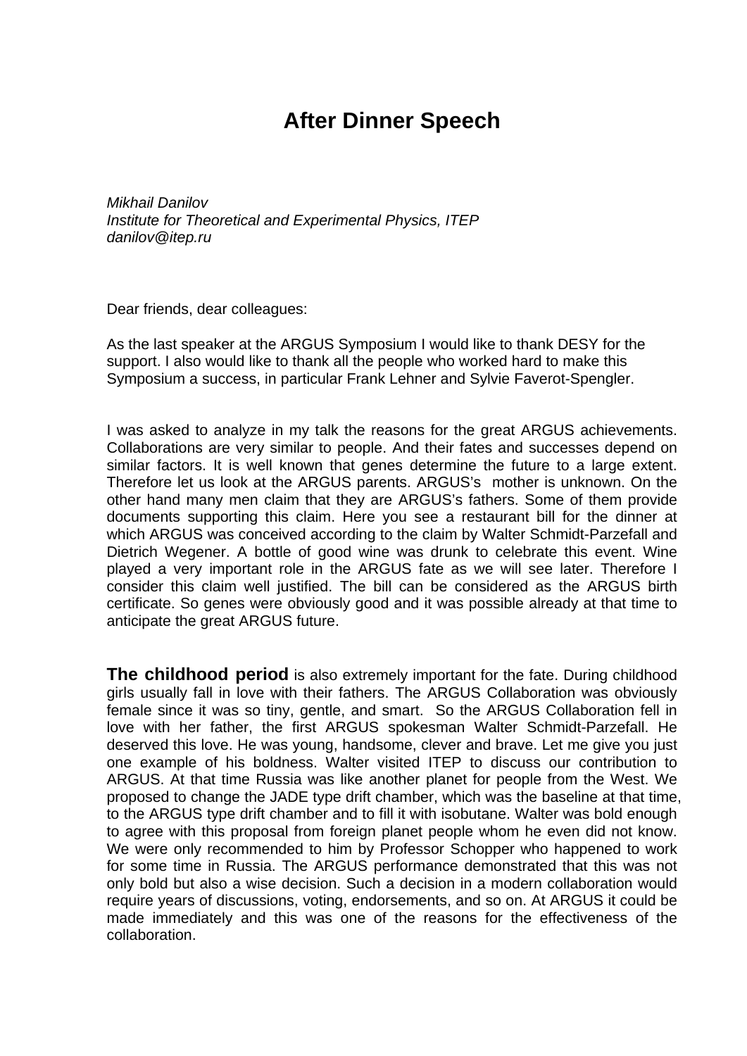# After Dinner Speech

*Mikhail Danilov*
*Institute for Theoretical and Experimental Physics, ITEP*
*danilov@itep.ru*

Dear friends, dear colleagues:

As the last speaker at the ARGUS Symposium I would like to thank DESY for the support. I also would like to thank all the people who worked hard to make this Symposium a success, in particular Frank Lehner and Sylvie Faverot-Spengler.

I was asked to analyze in my talk the reasons for the great ARGUS achievements. Collaborations are very similar to people. And their fates and successes depend on similar factors. It is well known that genes determine the future to a large extent. Therefore let us look at the ARGUS parents. ARGUS's mother is unknown. On the other hand many men claim that they are ARGUS's fathers. Some of them provide documents supporting this claim. Here you see a restaurant bill for the dinner at which ARGUS was conceived according to the claim by Walter Schmidt-Parzefall and Dietrich Wegener. A bottle of good wine was drunk to celebrate this event. Wine played a very important role in the ARGUS fate as we will see later. Therefore I consider this claim well justified. The bill can be considered as the ARGUS birth certificate. So genes were obviously good and it was possible already at that time to anticipate the great ARGUS future.

**The childhood period** is also extremely important for the fate. During childhood girls usually fall in love with their fathers. The ARGUS Collaboration was obviously female since it was so tiny, gentle, and smart. So the ARGUS Collaboration fell in love with her father, the first ARGUS spokesman Walter Schmidt-Parzefall. He deserved this love. He was young, handsome, clever and brave. Let me give you just one example of his boldness. Walter visited ITEP to discuss our contribution to ARGUS. At that time Russia was like another planet for people from the West. We proposed to change the JADE type drift chamber, which was the baseline at that time, to the ARGUS type drift chamber and to fill it with isobutane. Walter was bold enough to agree with this proposal from foreign planet people whom he even did not know. We were only recommended to him by Professor Schopper who happened to work for some time in Russia. The ARGUS performance demonstrated that this was not only bold but also a wise decision. Such a decision in a modern collaboration would require years of discussions, voting, endorsements, and so on. At ARGUS it could be made immediately and this was one of the reasons for the effectiveness of the collaboration.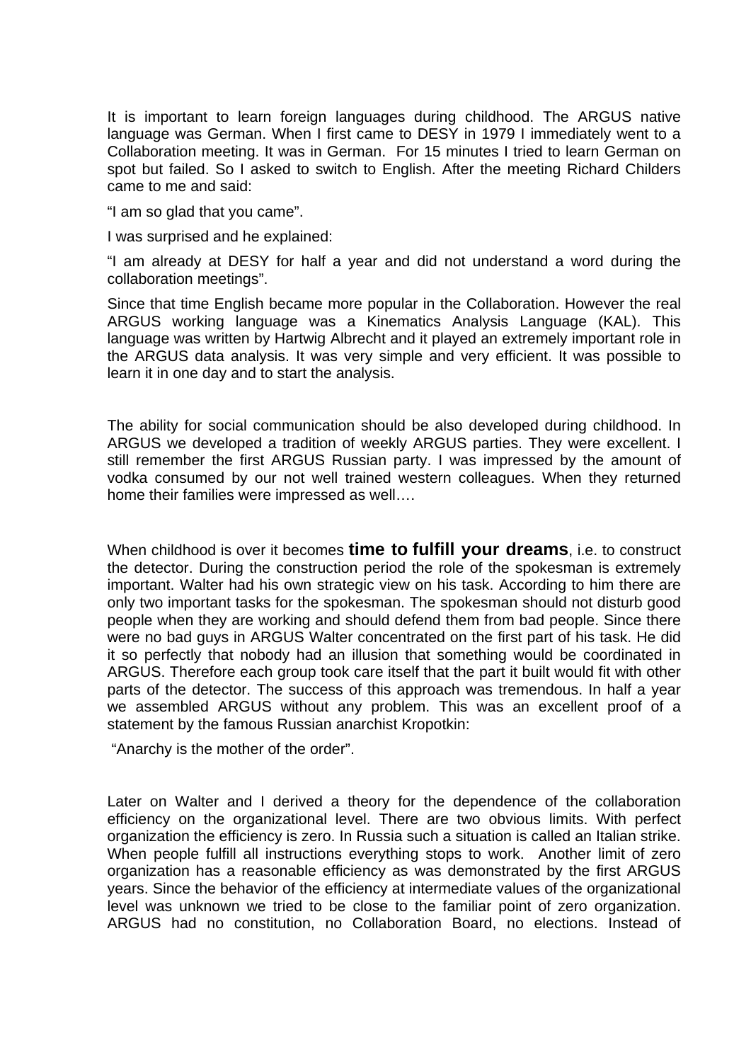It is important to learn foreign languages during childhood. The ARGUS native language was German. When I first came to DESY in 1979 I immediately went to a Collaboration meeting. It was in German. For 15 minutes I tried to learn German on spot but failed. So I asked to switch to English. After the meeting Richard Childers came to me and said:

“I am so glad that you came”.

I was surprised and he explained:

“I am already at DESY for half a year and did not understand a word during the collaboration meetings”.

Since that time English became more popular in the Collaboration. However the real ARGUS working language was a Kinematics Analysis Language (KAL). This language was written by Hartwig Albrecht and it played an extremely important role in the ARGUS data analysis. It was very simple and very efficient. It was possible to learn it in one day and to start the analysis.

The ability for social communication should be also developed during childhood. In ARGUS we developed a tradition of weekly ARGUS parties. They were excellent. I still remember the first ARGUS Russian party. I was impressed by the amount of vodka consumed by our not well trained western colleagues. When they returned home their families were impressed as well….

When childhood is over it becomes **time to fulfill your dreams**, i.e. to construct the detector. During the construction period the role of the spokesman is extremely important. Walter had his own strategic view on his task. According to him there are only two important tasks for the spokesman. The spokesman should not disturb good people when they are working and should defend them from bad people. Since there were no bad guys in ARGUS Walter concentrated on the first part of his task. He did it so perfectly that nobody had an illusion that something would be coordinated in ARGUS. Therefore each group took care itself that the part it built would fit with other parts of the detector. The success of this approach was tremendous. In half a year we assembled ARGUS without any problem. This was an excellent proof of a statement by the famous Russian anarchist Kropotkin:

“Anarchy is the mother of the order”.

Later on Walter and I derived a theory for the dependence of the collaboration efficiency on the organizational level. There are two obvious limits. With perfect organization the efficiency is zero. In Russia such a situation is called an Italian strike. When people fulfill all instructions everything stops to work. Another limit of zero organization has a reasonable efficiency as was demonstrated by the first ARGUS years. Since the behavior of the efficiency at intermediate values of the organizational level was unknown we tried to be close to the familiar point of zero organization. ARGUS had no constitution, no Collaboration Board, no elections. Instead of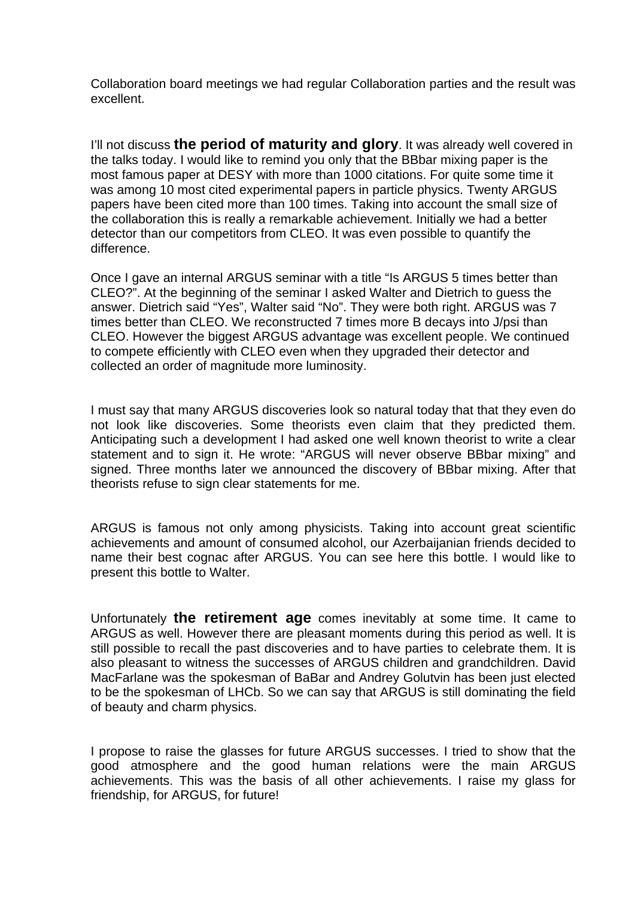Collaboration board meetings we had regular Collaboration parties and the result was excellent.

I'll not discuss **the period of maturity and glory**. It was already well covered in the talks today. I would like to remind you only that the BBbar mixing paper is the most famous paper at DESY with more than 1000 citations. For quite some time it was among 10 most cited experimental papers in particle physics. Twenty ARGUS papers have been cited more than 100 times. Taking into account the small size of the collaboration this is really a remarkable achievement. Initially we had a better detector than our competitors from CLEO. It was even possible to quantify the difference.

Once I gave an internal ARGUS seminar with a title "Is ARGUS 5 times better than CLEO?". At the beginning of the seminar I asked Walter and Dietrich to guess the answer. Dietrich said "Yes", Walter said "No". They were both right. ARGUS was 7 times better than CLEO. We reconstructed 7 times more B decays into J/psi than CLEO. However the biggest ARGUS advantage was excellent people. We continued to compete efficiently with CLEO even when they upgraded their detector and collected an order of magnitude more luminosity.

I must say that many ARGUS discoveries look so natural today that that they even do not look like discoveries. Some theorists even claim that they predicted them. Anticipating such a development I had asked one well known theorist to write a clear statement and to sign it. He wrote: "ARGUS will never observe BBbar mixing" and signed. Three months later we announced the discovery of BBbar mixing. After that theorists refuse to sign clear statements for me.

ARGUS is famous not only among physicists. Taking into account great scientific achievements and amount of consumed alcohol, our Azerbaijanian friends decided to name their best cognac after ARGUS. You can see here this bottle. I would like to present this bottle to Walter.

Unfortunately **the retirement age** comes inevitably at some time. It came to ARGUS as well. However there are pleasant moments during this period as well. It is still possible to recall the past discoveries and to have parties to celebrate them. It is also pleasant to witness the successes of ARGUS children and grandchildren. David MacFarlane was the spokesman of BaBar and Andrey Golutvin has been just elected to be the spokesman of LHCb. So we can say that ARGUS is still dominating the field of beauty and charm physics.

I propose to raise the glasses for future ARGUS successes. I tried to show that the good atmosphere and the good human relations were the main ARGUS achievements. This was the basis of all other achievements. I raise my glass for friendship, for ARGUS, for future!